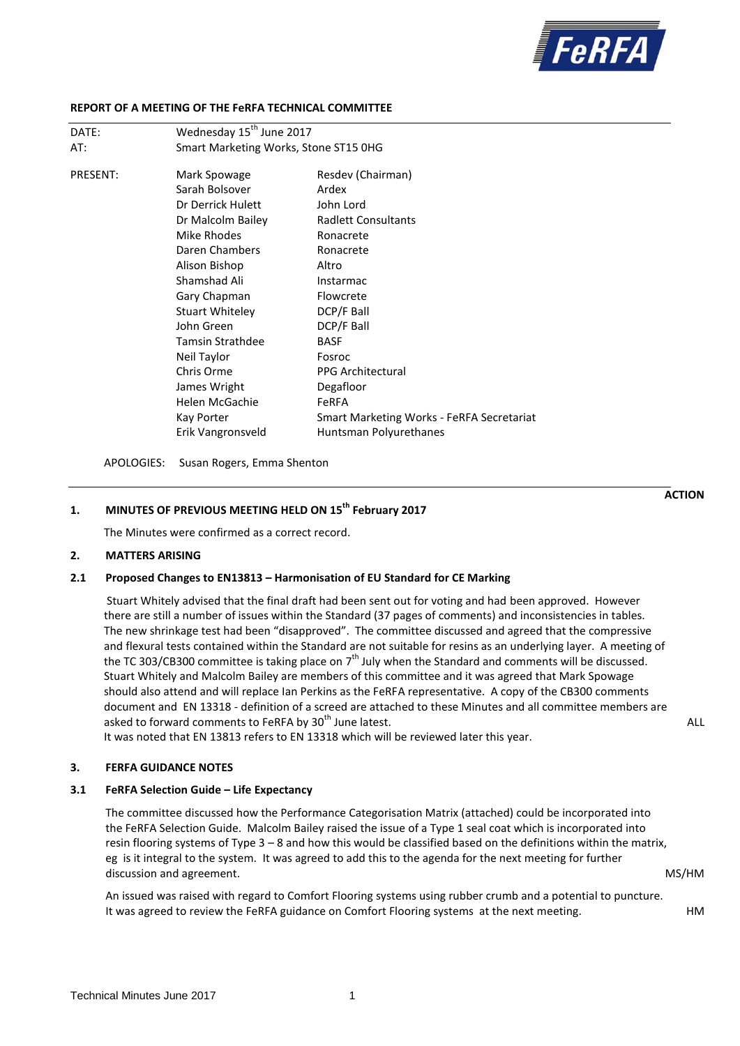**REPORT OF A MEETING OF THE FeRFA TECHNICAL COMMITTEE**

| | | |
|---|---|---|
| DATE: | Wednesday 15th June 2017 | |
| AT: | Smart Marketing Works, Stone ST15 0HG | |
| PRESENT: | Mark Spowage | Resdev (Chairman) |
| | Sarah Bolsover | Ardex |
| | Dr Derrick Hulett | John Lord |
| | Dr Malcolm Bailey | Radlett Consultants |
| | Mike Rhodes | Ronacrete |
| | Daren Chambers | Ronacrete |
| | Alison Bishop | Altro |
| | Shamshad Ali | Instarmac |
| | Gary Chapman | Flowcrete |
| | Stuart Whiteley | DCP/F Ball |
| | John Green | DCP/F Ball |
| | Tamsin Strathdee | BASF |
| | Neil Taylor | Fosroc |
| | Chris Orme | PPG Architectural |
| | James Wright | Degafloor |
| | Helen McGachie | FeRFA |
| | Kay Porter | Smart Marketing Works - FeRFA Secretariat |
| | Erik Vangronsveld | Huntsman Polyurethanes |

APOLOGIES: Susan Rogers, Emma Shenton

**ACTION**

## 1. MINUTES OF PREVIOUS MEETING HELD ON 15th February 2017

The Minutes were confirmed as a correct record.

## 2. MATTERS ARISING

### 2.1 Proposed Changes to EN13813 – Harmonisation of EU Standard for CE Marking

Stuart Whitely advised that the final draft had been sent out for voting and had been approved. However there are still a number of issues within the Standard (37 pages of comments) and inconsistencies in tables. The new shrinkage test had been "disapproved". The committee discussed and agreed that the compressive and flexural tests contained within the Standard are not suitable for resins as an underlying layer. A meeting of the TC 303/CB300 committee is taking place on 7th July when the Standard and comments will be discussed. Stuart Whitely and Malcolm Bailey are members of this committee and it was agreed that Mark Spowage should also attend and will replace Ian Perkins as the FeRFA representative. A copy of the CB300 comments document and EN 13318 - definition of a screed are attached to these Minutes and all committee members are asked to forward comments to FeRFA by 30th June latest. **ALL**

It was noted that EN 13813 refers to EN 13318 which will be reviewed later this year.

## 3. FERFA GUIDANCE NOTES

### 3.1 FeRFA Selection Guide – Life Expectancy

The committee discussed how the Performance Categorisation Matrix (attached) could be incorporated into the FeRFA Selection Guide. Malcolm Bailey raised the issue of a Type 1 seal coat which is incorporated into resin flooring systems of Type 3 – 8 and how this would be classified based on the definitions within the matrix, eg is it integral to the system. It was agreed to add this to the agenda for the next meeting for further discussion and agreement. **MS/HM**

An issued was raised with regard to Comfort Flooring systems using rubber crumb and a potential to puncture. It was agreed to review the FeRFA guidance on Comfort Flooring systems at the next meeting. **HM**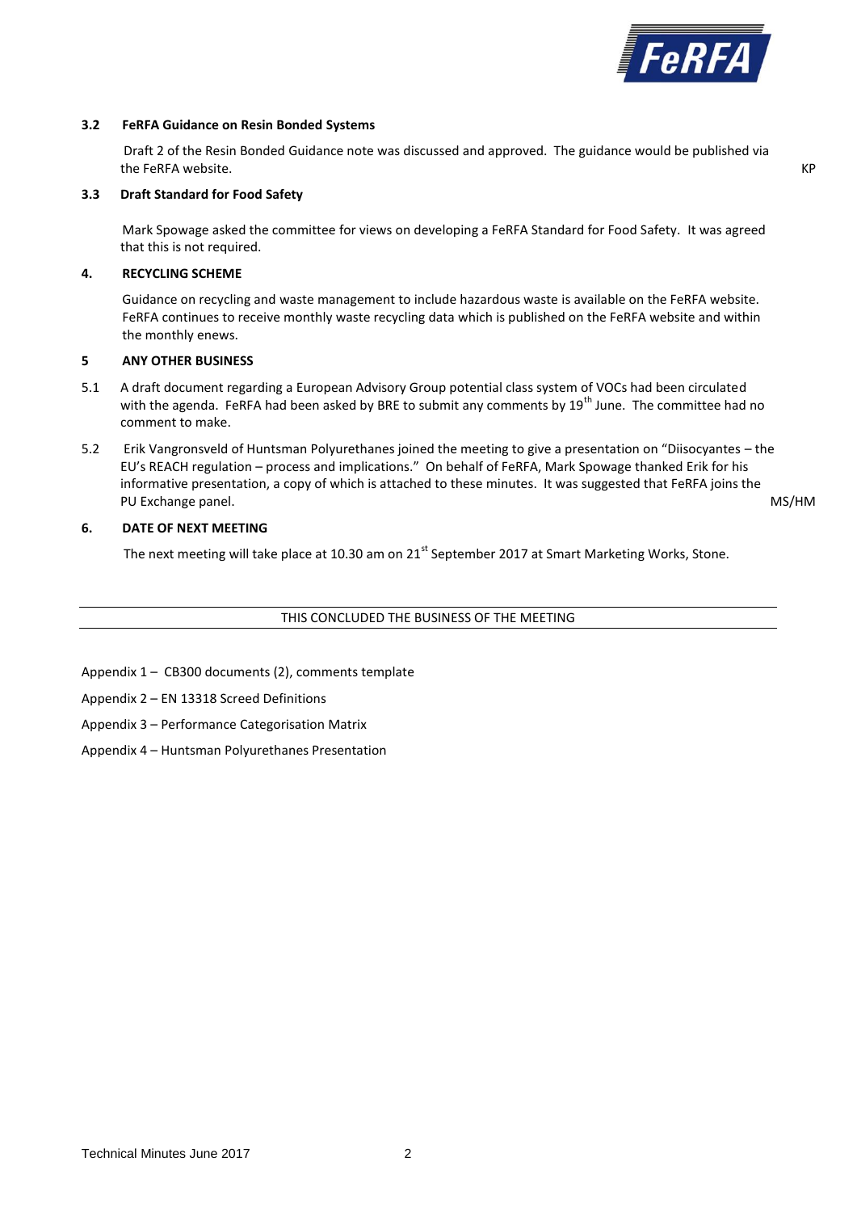### 3.2 FeRFA Guidance on Resin Bonded Systems

Draft 2 of the Resin Bonded Guidance note was discussed and approved. The guidance would be published via the FeRFA website. KP

### 3.3 Draft Standard for Food Safety

Mark Spowage asked the committee for views on developing a FeRFA Standard for Food Safety. It was agreed that this is not required.

### 4. RECYCLING SCHEME

Guidance on recycling and waste management to include hazardous waste is available on the FeRFA website. FeRFA continues to receive monthly waste recycling data which is published on the FeRFA website and within the monthly enews.

### 5 ANY OTHER BUSINESS

5.1 A draft document regarding a European Advisory Group potential class system of VOCs had been circulated with the agenda. FeRFA had been asked by BRE to submit any comments by 19th June. The committee had no comment to make.

5.2 Erik Vangronsveld of Huntsman Polyurethanes joined the meeting to give a presentation on "Diisocyantes – the EU's REACH regulation – process and implications." On behalf of FeRFA, Mark Spowage thanked Erik for his informative presentation, a copy of which is attached to these minutes. It was suggested that FeRFA joins the PU Exchange panel. MS/HM

### 6. DATE OF NEXT MEETING

The next meeting will take place at 10.30 am on 21st September 2017 at Smart Marketing Works, Stone.

---

THIS CONCLUDED THE BUSINESS OF THE MEETING

---

Appendix 1 – CB300 documents (2), comments template

Appendix 2 – EN 13318 Screed Definitions

Appendix 3 – Performance Categorisation Matrix

Appendix 4 – Huntsman Polyurethanes Presentation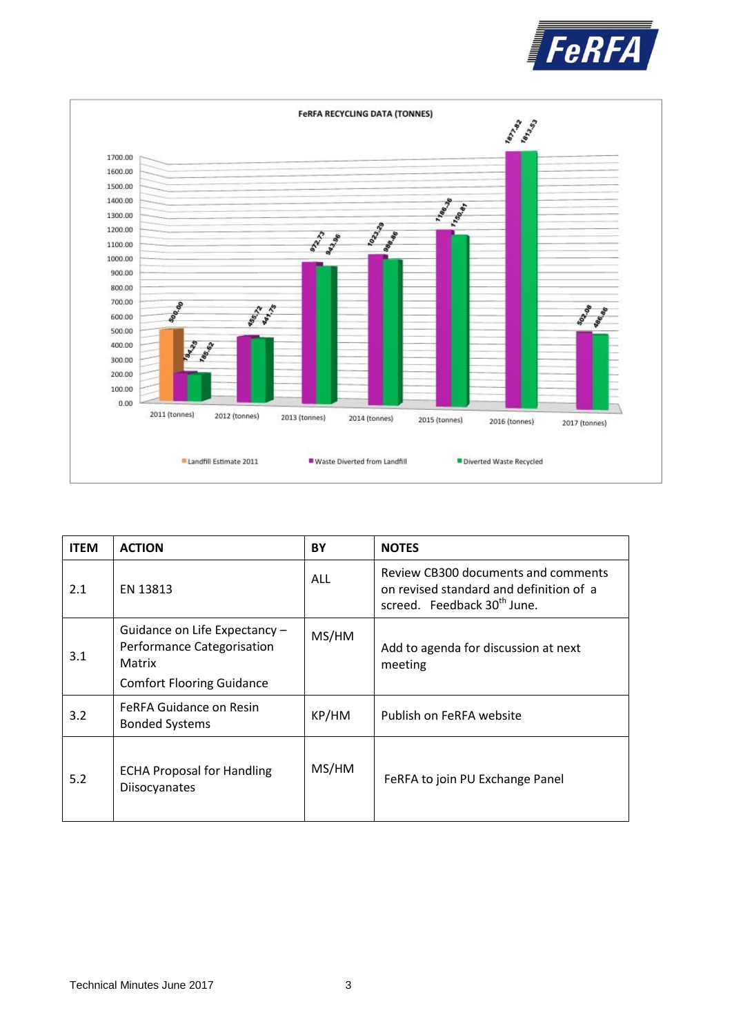FeRFA RECYCLING DATA (TONNES)

1700.00
1600.00
1500.00
1400.00
1300.00
1200.00
1100.00
1000.00
900.00
800.00
700.00
600.00
500.00
400.00
300.00
200.00
100.00
0.00

500.00
194.25
185.62
455.72
441.75
972.73
943.96
1023.29
988.86
1186.36
1150.81
1877.82
1813.53
502.08
486.86

2011 (tonnes)
2012 (tonnes)
2013 (tonnes)
2014 (tonnes)
2015 (tonnes)
2016 (tonnes)
2017 (tonnes)

Landfill Estimate 2011
Waste Diverted from Landfill
Diverted Waste Recycled

| ITEM | ACTION | BY | NOTES |
|---|---|---|---|
| 2.1 | EN 13813 | ALL | Review CB300 documents and comments on revised standard and definition of a screed. Feedback 30th June. |
| 3.1 | Guidance on Life Expectancy – Performance Categorisation Matrix<br>Comfort Flooring Guidance | MS/HM | Add to agenda for discussion at next meeting |
| 3.2 | FeRFA Guidance on Resin Bonded Systems | KP/HM | Publish on FeRFA website |
| 5.2 | ECHA Proposal for Handling Diisocyanates | MS/HM | FeRFA to join PU Exchange Panel |